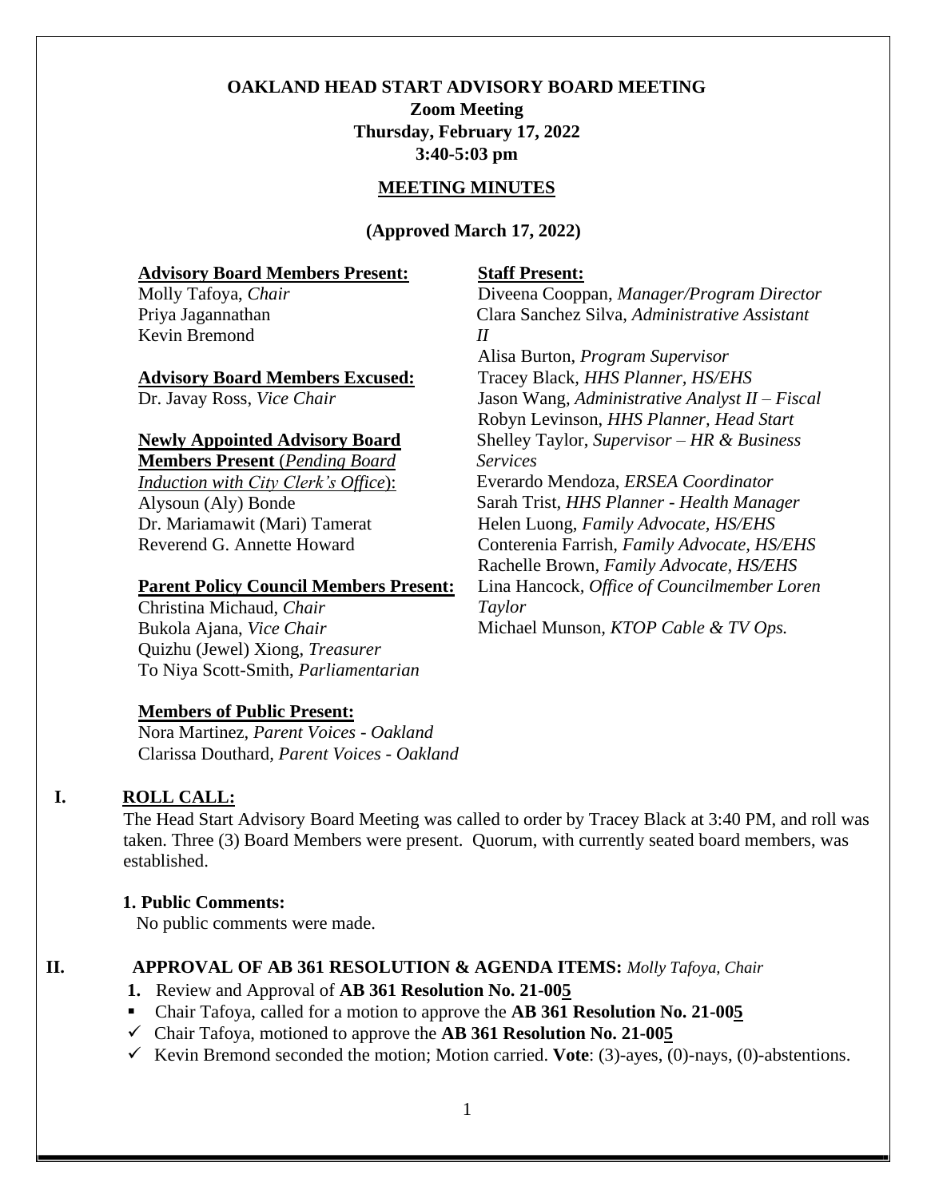**OAKLAND HEAD START ADVISORY BOARD MEETING**
**Zoom Meeting**
**Thursday, February 17, 2022**
**3:40-5:03 pm**

**MEETING MINUTES**

**(Approved March 17, 2022)**

**Advisory Board Members Present:**
Molly Tafoya, *Chair*
Priya Jagannathan
Kevin Bremond

**Advisory Board Members Excused:**
Dr. Javay Ross, *Vice Chair*

**Newly Appointed Advisory Board Members Present** (*Pending Board Induction with City Clerk's Office*):
Alysoun (Aly) Bonde
Dr. Mariamawit (Mari) Tamerat
Reverend G. Annette Howard

**Parent Policy Council Members Present:**
Christina Michaud, *Chair*
Bukola Ajana, *Vice Chair*
Quizhu (Jewel) Xiong, *Treasurer*
To Niya Scott-Smith, *Parliamentarian*

**Members of Public Present:**
Nora Martinez, *Parent Voices - Oakland*
Clarissa Douthard, *Parent Voices - Oakland*

**Staff Present:**
Diveena Cooppan, *Manager/Program Director*
Clara Sanchez Silva, *Administrative Assistant II*
Alisa Burton, *Program Supervisor*
Tracey Black, *HHS Planner, HS/EHS*
Jason Wang, *Administrative Analyst II – Fiscal*
Robyn Levinson, *HHS Planner, Head Start*
Shelley Taylor, *Supervisor – HR & Business Services*
Everardo Mendoza, *ERSEA Coordinator*
Sarah Trist, *HHS Planner - Health Manager*
Helen Luong, *Family Advocate, HS/EHS*
Conterenia Farrish, *Family Advocate, HS/EHS*
Rachelle Brown, *Family Advocate, HS/EHS*
Lina Hancock, *Office of Councilmember Loren Taylor*
Michael Munson, *KTOP Cable & TV Ops.*

## I. ROLL CALL:

The Head Start Advisory Board Meeting was called to order by Tracey Black at 3:40 PM, and roll was taken. Three (3) Board Members were present. Quorum, with currently seated board members, was established.

**1. Public Comments:**
No public comments were made.

## II. APPROVAL OF AB 361 RESOLUTION & AGENDA ITEMS: *Molly Tafoya, Chair*

1. Review and Approval of **AB 361 Resolution No. 21-005**

- Chair Tafoya, called for a motion to approve the **AB 361 Resolution No. 21-005**
- ✓ Chair Tafoya, motioned to approve the **AB 361 Resolution No. 21-005**
- ✓ Kevin Bremond seconded the motion; Motion carried. **Vote**: (3)-ayes, (0)-nays, (0)-abstentions.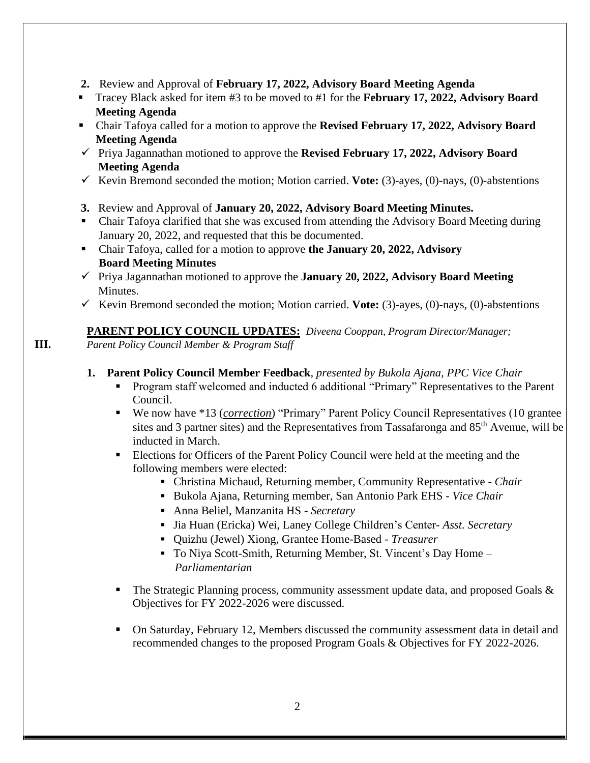2. Review and Approval of **February 17, 2022, Advisory Board Meeting Agenda**

- Tracey Black asked for item #3 to be moved to #1 for the **February 17, 2022, Advisory Board Meeting Agenda**
- Chair Tafoya called for a motion to approve the **Revised February 17, 2022, Advisory Board Meeting Agenda**
- ✓ Priya Jagannathan motioned to approve the **Revised February 17, 2022, Advisory Board Meeting Agenda**
- ✓ Kevin Bremond seconded the motion; Motion carried. **Vote:** (3)-ayes, (0)-nays, (0)-abstentions

3. Review and Approval of **January 20, 2022, Advisory Board Meeting Minutes.**

- Chair Tafoya clarified that she was excused from attending the Advisory Board Meeting during January 20, 2022, and requested that this be documented.
- Chair Tafoya, called for a motion to approve **the January 20, 2022, Advisory Board Meeting Minutes**
- ✓ Priya Jagannathan motioned to approve the **January 20, 2022, Advisory Board Meeting** Minutes.
- ✓ Kevin Bremond seconded the motion; Motion carried. **Vote:** (3)-ayes, (0)-nays, (0)-abstentions

## III. PARENT POLICY COUNCIL UPDATES: *Diveena Cooppan, Program Director/Manager; Parent Policy Council Member & Program Staff*

1. **Parent Policy Council Member Feedback**, *presented by Bukola Ajana, PPC Vice Chair*
   - Program staff welcomed and inducted 6 additional "Primary" Representatives to the Parent Council.
   - We now have *13 (*correction*) "Primary" Parent Policy Council Representatives (10 grantee sites and 3 partner sites) and the Representatives from Tassafaronga and 85th Avenue, will be inducted in March.
   - Elections for Officers of the Parent Policy Council were held at the meeting and the following members were elected:
     - Christina Michaud, Returning member, Community Representative - *Chair*
     - Bukola Ajana, Returning member, San Antonio Park EHS - *Vice Chair*
     - Anna Beliel, Manzanita HS - *Secretary*
     - Jia Huan (Ericka) Wei, Laney College Children's Center- *Asst. Secretary*
     - Quizhu (Jewel) Xiong, Grantee Home-Based - *Treasurer*
     - To Niya Scott-Smith, Returning Member, St. Vincent's Day Home – *Parliamentarian*
   - The Strategic Planning process, community assessment update data, and proposed Goals & Objectives for FY 2022-2026 were discussed.
   - On Saturday, February 12, Members discussed the community assessment data in detail and recommended changes to the proposed Program Goals & Objectives for FY 2022-2026.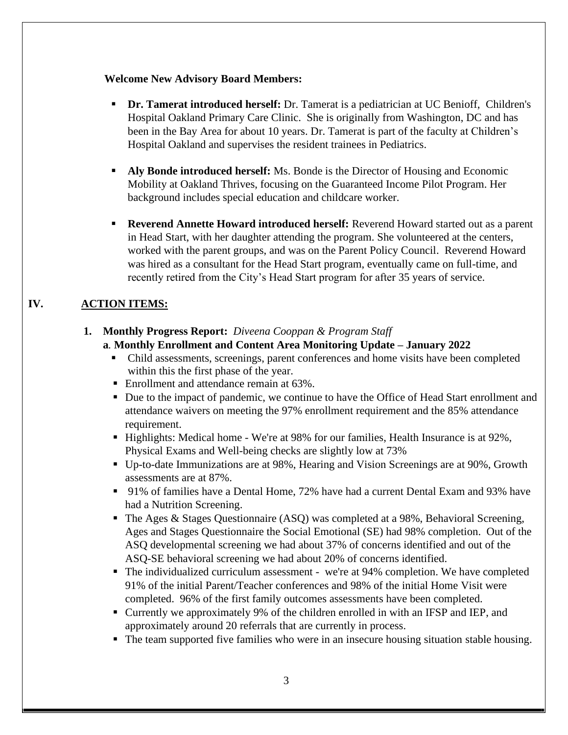**Welcome New Advisory Board Members:**

- **Dr. Tamerat introduced herself:** Dr. Tamerat is a pediatrician at UC Benioff, Children's Hospital Oakland Primary Care Clinic. She is originally from Washington, DC and has been in the Bay Area for about 10 years. Dr. Tamerat is part of the faculty at Children's Hospital Oakland and supervises the resident trainees in Pediatrics.

- **Aly Bonde introduced herself:** Ms. Bonde is the Director of Housing and Economic Mobility at Oakland Thrives, focusing on the Guaranteed Income Pilot Program. Her background includes special education and childcare worker.

- **Reverend Annette Howard introduced herself:** Reverend Howard started out as a parent in Head Start, with her daughter attending the program. She volunteered at the centers, worked with the parent groups, and was on the Parent Policy Council. Reverend Howard was hired as a consultant for the Head Start program, eventually came on full-time, and recently retired from the City's Head Start program for after 35 years of service.

## IV. ACTION ITEMS:

**1. Monthly Progress Report:** *Diveena Cooppan & Program Staff*

**a. Monthly Enrollment and Content Area Monitoring Update – January 2022**

- Child assessments, screenings, parent conferences and home visits have been completed within this the first phase of the year.
- Enrollment and attendance remain at 63%.
- Due to the impact of pandemic, we continue to have the Office of Head Start enrollment and attendance waivers on meeting the 97% enrollment requirement and the 85% attendance requirement.
- Highlights: Medical home - We're at 98% for our families, Health Insurance is at 92%, Physical Exams and Well-being checks are slightly low at 73%
- Up-to-date Immunizations are at 98%, Hearing and Vision Screenings are at 90%, Growth assessments are at 87%.
- 91% of families have a Dental Home, 72% have had a current Dental Exam and 93% have had a Nutrition Screening.
- The Ages & Stages Questionnaire (ASQ) was completed at a 98%, Behavioral Screening, Ages and Stages Questionnaire the Social Emotional (SE) had 98% completion. Out of the ASQ developmental screening we had about 37% of concerns identified and out of the ASQ-SE behavioral screening we had about 20% of concerns identified.
- The individualized curriculum assessment - we're at 94% completion. We have completed 91% of the initial Parent/Teacher conferences and 98% of the initial Home Visit were completed. 96% of the first family outcomes assessments have been completed.
- Currently we approximately 9% of the children enrolled in with an IFSP and IEP, and approximately around 20 referrals that are currently in process.
- The team supported five families who were in an insecure housing situation stable housing.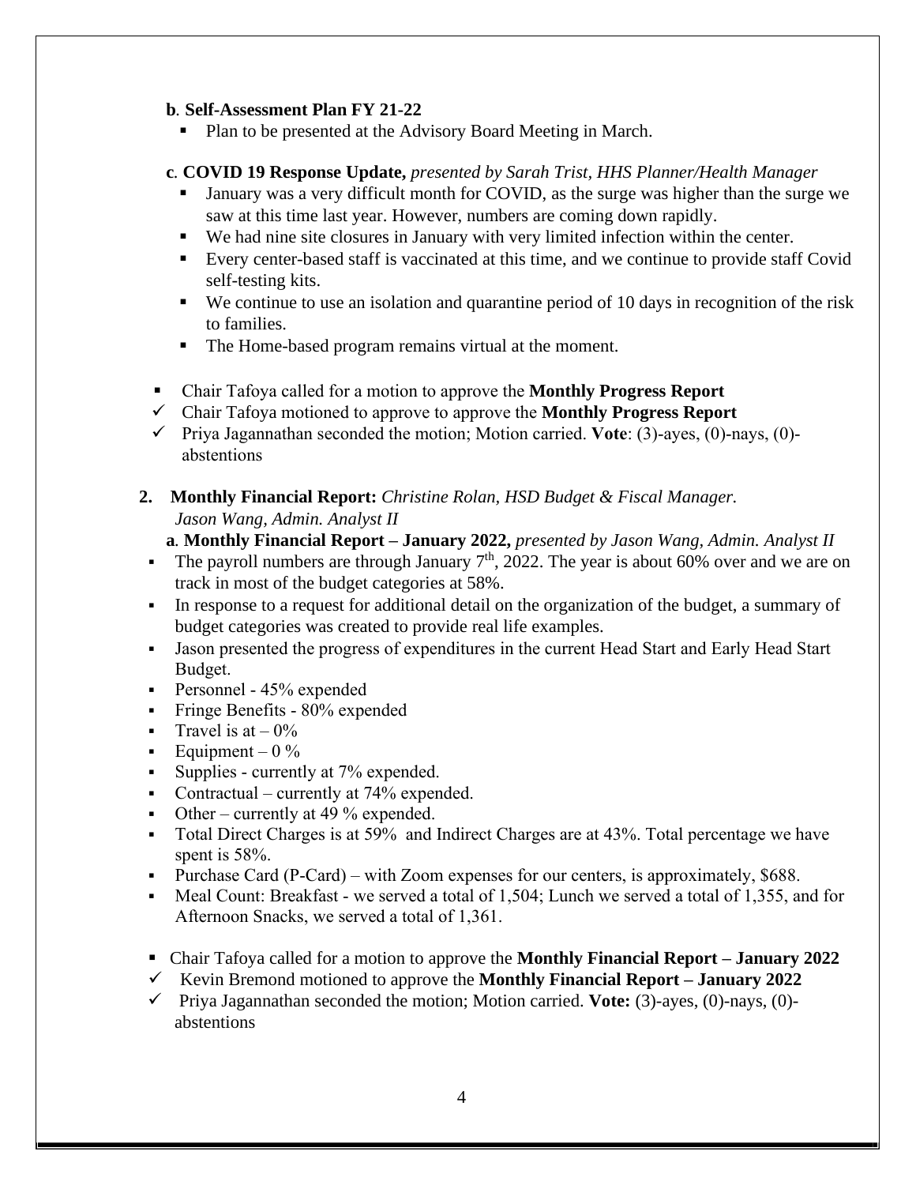**b. Self-Assessment Plan FY 21-22**

- Plan to be presented at the Advisory Board Meeting in March.

**c. COVID 19 Response Update,** *presented by Sarah Trist, HHS Planner/Health Manager*

- January was a very difficult month for COVID, as the surge was higher than the surge we saw at this time last year. However, numbers are coming down rapidly.
- We had nine site closures in January with very limited infection within the center.
- Every center-based staff is vaccinated at this time, and we continue to provide staff Covid self-testing kits.
- We continue to use an isolation and quarantine period of 10 days in recognition of the risk to families.
- The Home-based program remains virtual at the moment.

- Chair Tafoya called for a motion to approve the **Monthly Progress Report**
- ✓ Chair Tafoya motioned to approve to approve the **Monthly Progress Report**
- ✓ Priya Jagannathan seconded the motion; Motion carried. **Vote**: (3)-ayes, (0)-nays, (0)-abstentions

**2. Monthly Financial Report:** *Christine Rolan, HSD Budget & Fiscal Manager. Jason Wang, Admin. Analyst II*

**a. Monthly Financial Report – January 2022,** *presented by Jason Wang, Admin. Analyst II*

- The payroll numbers are through January 7th, 2022. The year is about 60% over and we are on track in most of the budget categories at 58%.
- In response to a request for additional detail on the organization of the budget, a summary of budget categories was created to provide real life examples.
- Jason presented the progress of expenditures in the current Head Start and Early Head Start Budget.
- Personnel - 45% expended
- Fringe Benefits - 80% expended
- Travel is at – 0%
- Equipment – 0 %
- Supplies - currently at 7% expended.
- Contractual – currently at 74% expended.
- Other – currently at 49 % expended.
- Total Direct Charges is at 59% and Indirect Charges are at 43%. Total percentage we have spent is 58%.
- Purchase Card (P-Card) – with Zoom expenses for our centers, is approximately, $688.
- Meal Count: Breakfast - we served a total of 1,504; Lunch we served a total of 1,355, and for Afternoon Snacks, we served a total of 1,361.

- Chair Tafoya called for a motion to approve the **Monthly Financial Report – January 2022**
- ✓ Kevin Bremond motioned to approve the **Monthly Financial Report – January 2022**
- ✓ Priya Jagannathan seconded the motion; Motion carried. **Vote:** (3)-ayes, (0)-nays, (0)-abstentions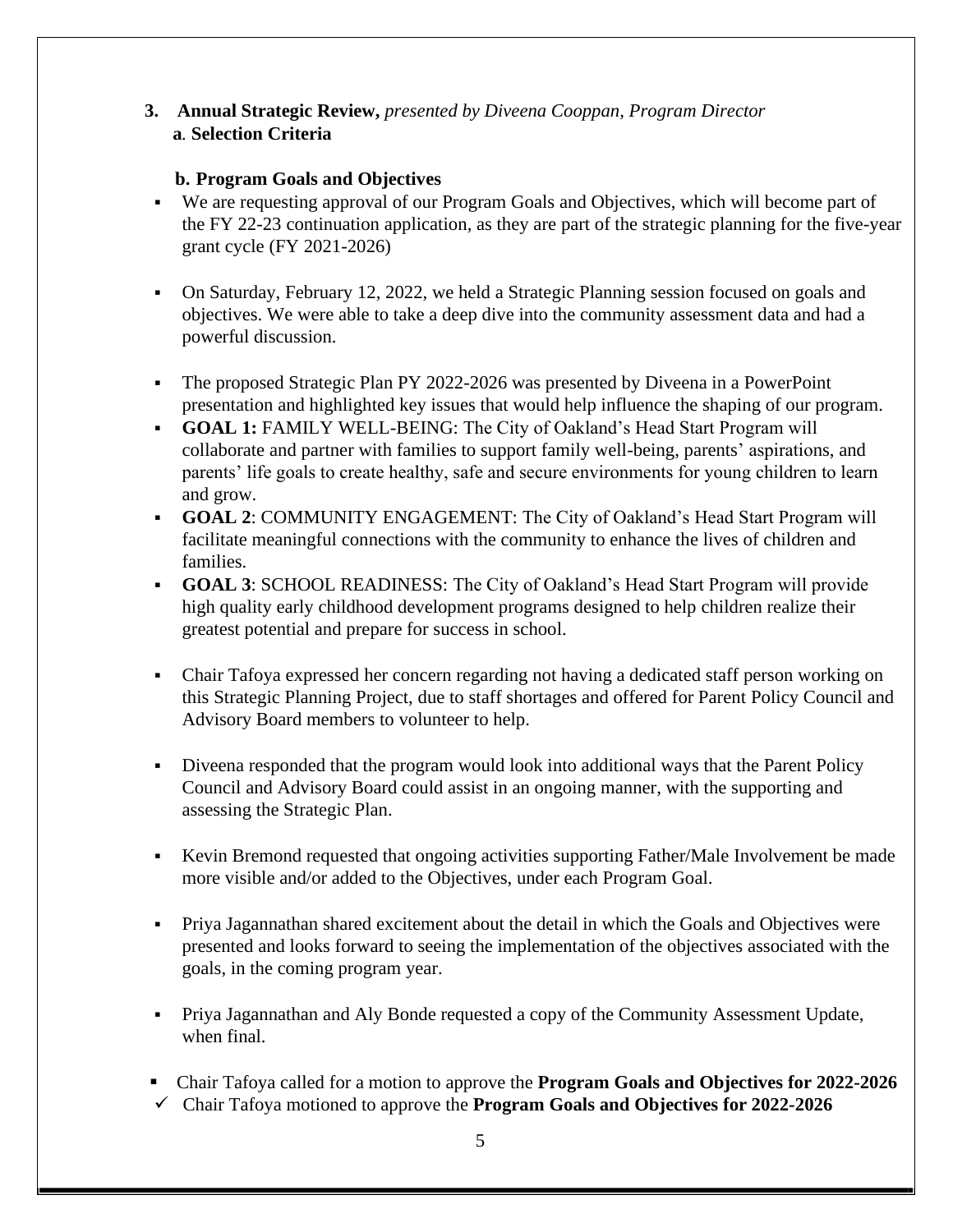**3. Annual Strategic Review,** *presented by Diveena Cooppan, Program Director*

**a. Selection Criteria**

**b. Program Goals and Objectives**

- We are requesting approval of our Program Goals and Objectives, which will become part of the FY 22-23 continuation application, as they are part of the strategic planning for the five-year grant cycle (FY 2021-2026)
- On Saturday, February 12, 2022, we held a Strategic Planning session focused on goals and objectives. We were able to take a deep dive into the community assessment data and had a powerful discussion.
- The proposed Strategic Plan PY 2022-2026 was presented by Diveena in a PowerPoint presentation and highlighted key issues that would help influence the shaping of our program.
- **GOAL 1:** FAMILY WELL-BEING: The City of Oakland's Head Start Program will collaborate and partner with families to support family well-being, parents' aspirations, and parents' life goals to create healthy, safe and secure environments for young children to learn and grow.
- **GOAL 2**: COMMUNITY ENGAGEMENT: The City of Oakland's Head Start Program will facilitate meaningful connections with the community to enhance the lives of children and families.
- **GOAL 3**: SCHOOL READINESS: The City of Oakland's Head Start Program will provide high quality early childhood development programs designed to help children realize their greatest potential and prepare for success in school.
- Chair Tafoya expressed her concern regarding not having a dedicated staff person working on this Strategic Planning Project, due to staff shortages and offered for Parent Policy Council and Advisory Board members to volunteer to help.
- Diveena responded that the program would look into additional ways that the Parent Policy Council and Advisory Board could assist in an ongoing manner, with the supporting and assessing the Strategic Plan.
- Kevin Bremond requested that ongoing activities supporting Father/Male Involvement be made more visible and/or added to the Objectives, under each Program Goal.
- Priya Jagannathan shared excitement about the detail in which the Goals and Objectives were presented and looks forward to seeing the implementation of the objectives associated with the goals, in the coming program year.
- Priya Jagannathan and Aly Bonde requested a copy of the Community Assessment Update, when final.
- Chair Tafoya called for a motion to approve the **Program Goals and Objectives for 2022-2026**

✓ Chair Tafoya motioned to approve the **Program Goals and Objectives for 2022-2026**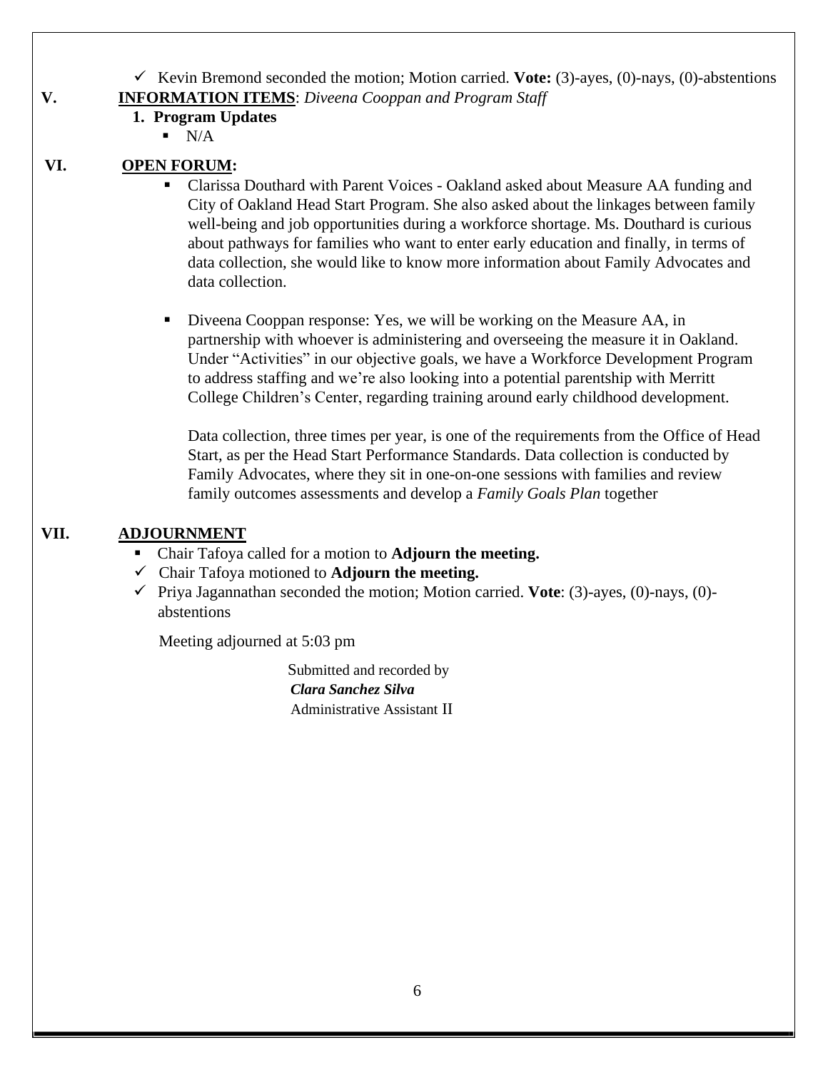- ✓ Kevin Bremond seconded the motion; Motion carried. **Vote:** (3)-ayes, (0)-nays, (0)-abstentions

## V. INFORMATION ITEMS: *Diveena Cooppan and Program Staff*

**1. Program Updates**

- N/A

## VI. OPEN FORUM:

- Clarissa Douthard with Parent Voices - Oakland asked about Measure AA funding and City of Oakland Head Start Program. She also asked about the linkages between family well-being and job opportunities during a workforce shortage. Ms. Douthard is curious about pathways for families who want to enter early education and finally, in terms of data collection, she would like to know more information about Family Advocates and data collection.

- Diveena Cooppan response: Yes, we will be working on the Measure AA, in partnership with whoever is administering and overseeing the measure it in Oakland. Under "Activities" in our objective goals, we have a Workforce Development Program to address staffing and we're also looking into a potential parentship with Merritt College Children's Center, regarding training around early childhood development.

  Data collection, three times per year, is one of the requirements from the Office of Head Start, as per the Head Start Performance Standards. Data collection is conducted by Family Advocates, where they sit in one-on-one sessions with families and review family outcomes assessments and develop a *Family Goals Plan* together

## VII. ADJOURNMENT

- Chair Tafoya called for a motion to **Adjourn the meeting.**
- ✓ Chair Tafoya motioned to **Adjourn the meeting.**
- ✓ Priya Jagannathan seconded the motion; Motion carried. **Vote**: (3)-ayes, (0)-nays, (0)-abstentions

Meeting adjourned at 5:03 pm

Submitted and recorded by
***Clara Sanchez Silva***
Administrative Assistant II